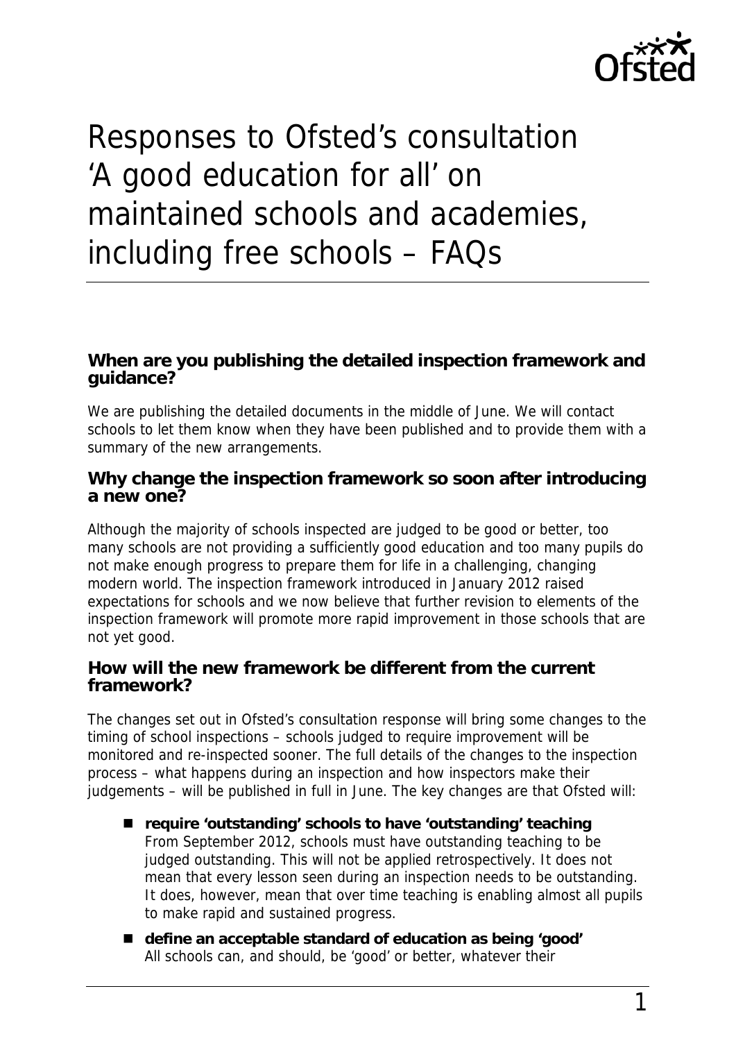# Responses to Ofsted's consultation 'A good education for all' on maintained schools and academies, including free schools – FAQs

### When are you publishing the detailed inspection framework and guidance?

We are publishing the detailed documents in the middle of June. We will contact schools to let them know when they have been published and to provide them with a summary of the new arrangements.

### Why change the inspection framework so soon after introducing a new one?

Although the majority of schools inspected are judged to be good or better, too many schools are not providing a sufficiently good education and too many pupils do not make enough progress to prepare them for life in a challenging, changing modern world. The inspection framework introduced in January 2012 raised expectations for schools and we now believe that further revision to elements of the inspection framework will promote more rapid improvement in those schools that are not yet good.

### How will the new framework be different from the current framework?

The changes set out in Ofsted's consultation response will bring some changes to the timing of school inspections – schools judged to require improvement will be monitored and re-inspected sooner. The full details of the changes to the inspection process – what happens during an inspection and how inspectors make their judgements – will be published in full in June. The key changes are that Ofsted will:

- **require 'outstanding' schools to have 'outstanding' teaching**
  From September 2012, schools must have outstanding teaching to be judged outstanding. This will not be applied retrospectively. It does not mean that every lesson seen during an inspection needs to be outstanding. It does, however, mean that over time teaching is enabling almost all pupils to make rapid and sustained progress.
- **define an acceptable standard of education as being 'good'**
  All schools can, and should, be 'good' or better, whatever their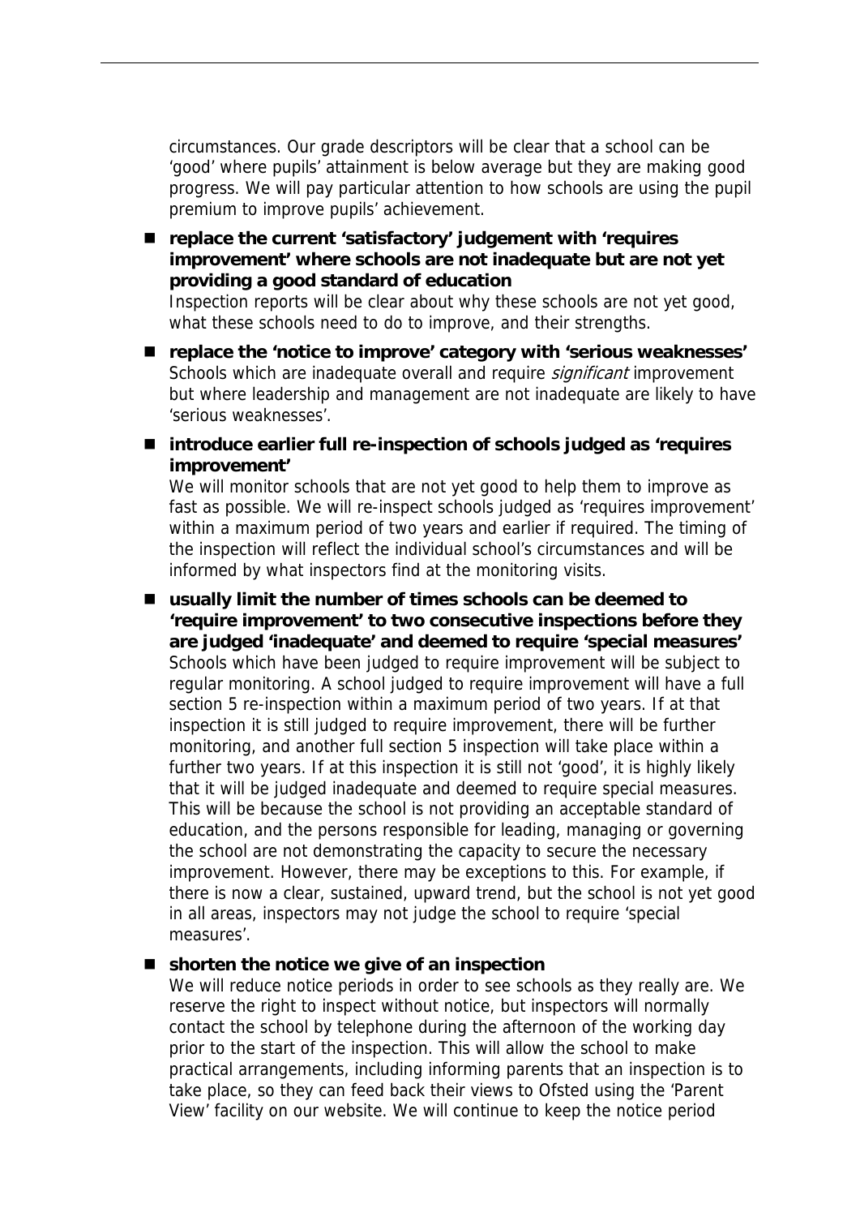circumstances. Our grade descriptors will be clear that a school can be 'good' where pupils' attainment is below average but they are making good progress. We will pay particular attention to how schools are using the pupil premium to improve pupils' achievement.

- **replace the current 'satisfactory' judgement with 'requires improvement' where schools are not inadequate but are not yet providing a good standard of education**
  Inspection reports will be clear about why these schools are not yet good, what these schools need to do to improve, and their strengths.

- **replace the 'notice to improve' category with 'serious weaknesses'**
  Schools which are inadequate overall and require *significant* improvement but where leadership and management are not inadequate are likely to have 'serious weaknesses'.

- **introduce earlier full re-inspection of schools judged as 'requires improvement'**
  We will monitor schools that are not yet good to help them to improve as fast as possible. We will re-inspect schools judged as 'requires improvement' within a maximum period of two years and earlier if required. The timing of the inspection will reflect the individual school's circumstances and will be informed by what inspectors find at the monitoring visits.

- **usually limit the number of times schools can be deemed to 'require improvement' to two consecutive inspections before they are judged 'inadequate' and deemed to require 'special measures'**
  Schools which have been judged to require improvement will be subject to regular monitoring. A school judged to require improvement will have a full section 5 re-inspection within a maximum period of two years. If at that inspection it is still judged to require improvement, there will be further monitoring, and another full section 5 inspection will take place within a further two years. If at this inspection it is still not 'good', it is highly likely that it will be judged inadequate and deemed to require special measures. This will be because the school is not providing an acceptable standard of education, and the persons responsible for leading, managing or governing the school are not demonstrating the capacity to secure the necessary improvement. However, there may be exceptions to this. For example, if there is now a clear, sustained, upward trend, but the school is not yet good in all areas, inspectors may not judge the school to require 'special measures'.

- **shorten the notice we give of an inspection**
  We will reduce notice periods in order to see schools as they really are. We reserve the right to inspect without notice, but inspectors will normally contact the school by telephone during the afternoon of the working day prior to the start of the inspection. This will allow the school to make practical arrangements, including informing parents that an inspection is to take place, so they can feed back their views to Ofsted using the 'Parent View' facility on our website. We will continue to keep the notice period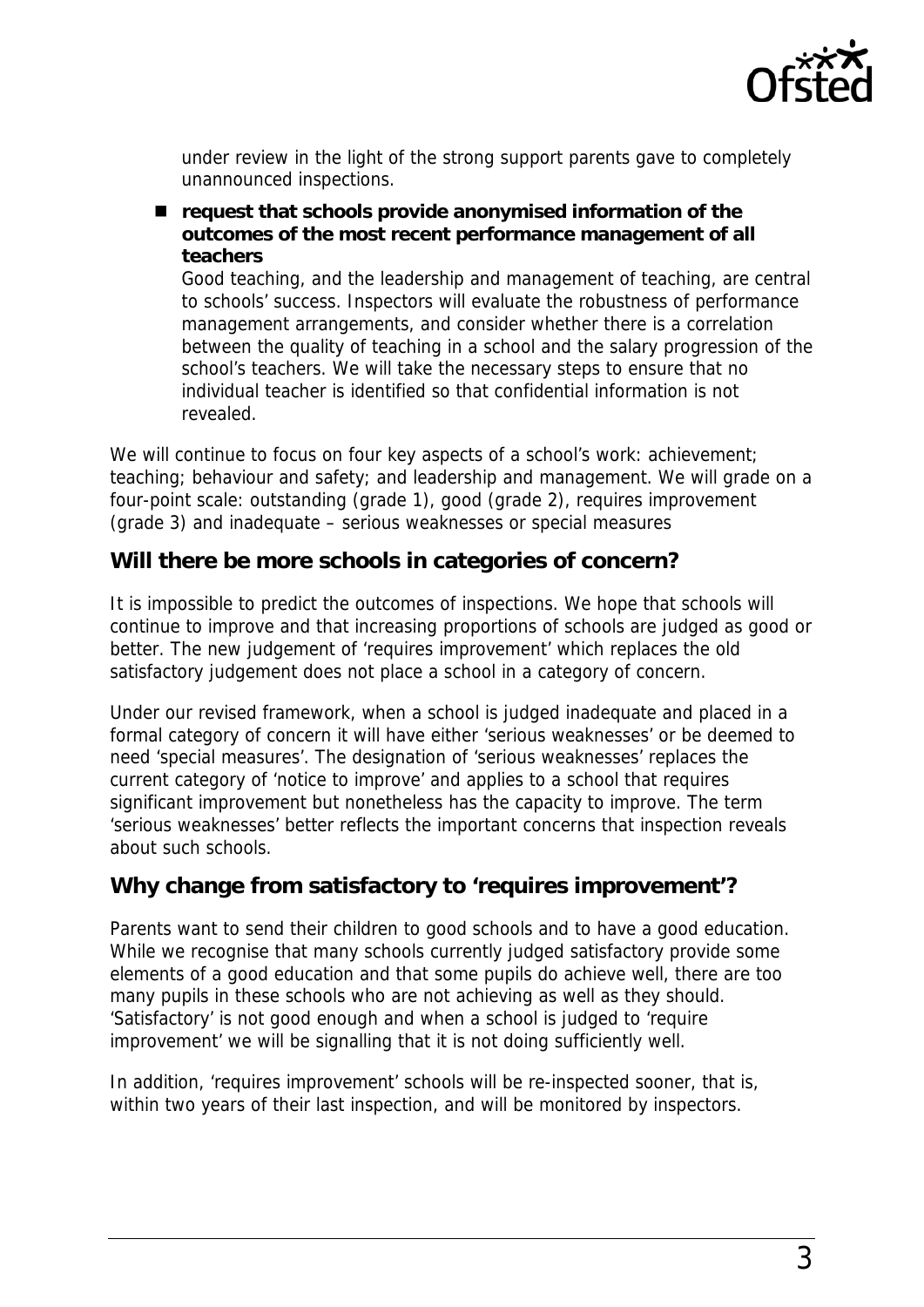under review in the light of the strong support parents gave to completely unannounced inspections.

- **request that schools provide anonymised information of the outcomes of the most recent performance management of all teachers**
  Good teaching, and the leadership and management of teaching, are central to schools' success. Inspectors will evaluate the robustness of performance management arrangements, and consider whether there is a correlation between the quality of teaching in a school and the salary progression of the school's teachers. We will take the necessary steps to ensure that no individual teacher is identified so that confidential information is not revealed.

We will continue to focus on four key aspects of a school's work: achievement; teaching; behaviour and safety; and leadership and management. We will grade on a four-point scale: outstanding (grade 1), good (grade 2), requires improvement (grade 3) and inadequate – serious weaknesses or special measures

## Will there be more schools in categories of concern?

It is impossible to predict the outcomes of inspections. We hope that schools will continue to improve and that increasing proportions of schools are judged as good or better. The new judgement of 'requires improvement' which replaces the old satisfactory judgement does not place a school in a category of concern.

Under our revised framework, when a school is judged inadequate and placed in a formal category of concern it will have either 'serious weaknesses' or be deemed to need 'special measures'. The designation of 'serious weaknesses' replaces the current category of 'notice to improve' and applies to a school that requires significant improvement but nonetheless has the capacity to improve. The term 'serious weaknesses' better reflects the important concerns that inspection reveals about such schools.

## Why change from satisfactory to 'requires improvement'?

Parents want to send their children to good schools and to have a good education. While we recognise that many schools currently judged satisfactory provide some elements of a good education and that some pupils do achieve well, there are too many pupils in these schools who are not achieving as well as they should. 'Satisfactory' is not good enough and when a school is judged to 'require improvement' we will be signalling that it is not doing sufficiently well.

In addition, 'requires improvement' schools will be re-inspected sooner, that is, within two years of their last inspection, and will be monitored by inspectors.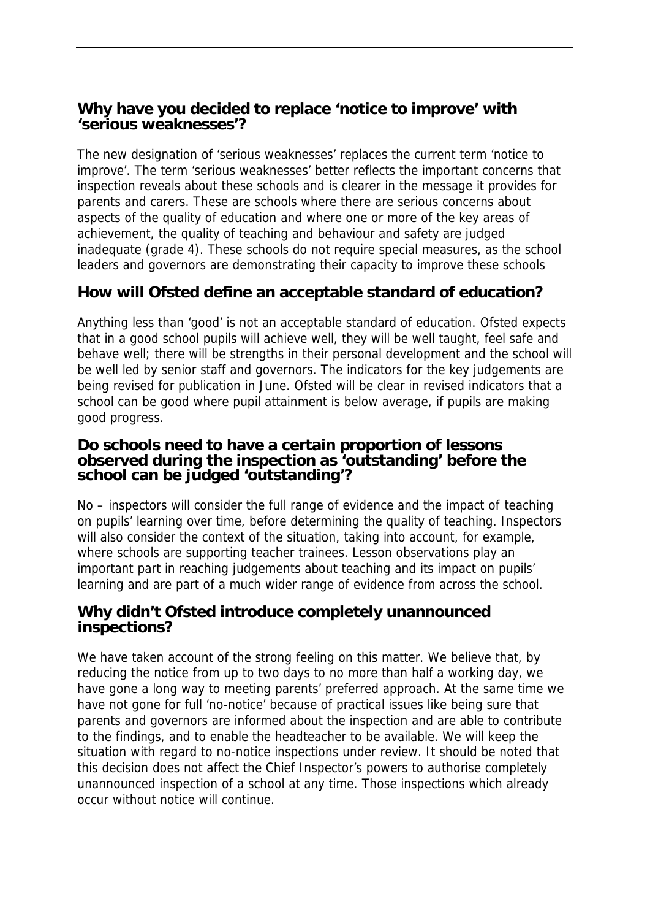## Why have you decided to replace 'notice to improve' with 'serious weaknesses'?

The new designation of 'serious weaknesses' replaces the current term 'notice to improve'. The term 'serious weaknesses' better reflects the important concerns that inspection reveals about these schools and is clearer in the message it provides for parents and carers. These are schools where there are serious concerns about aspects of the quality of education and where one or more of the key areas of achievement, the quality of teaching and behaviour and safety are judged inadequate (grade 4). These schools do not require special measures, as the school leaders and governors are demonstrating their capacity to improve these schools

## How will Ofsted define an acceptable standard of education?

Anything less than 'good' is not an acceptable standard of education. Ofsted expects that in a good school pupils will achieve well, they will be well taught, feel safe and behave well; there will be strengths in their personal development and the school will be well led by senior staff and governors. The indicators for the key judgements are being revised for publication in June. Ofsted will be clear in revised indicators that a school can be good where pupil attainment is below average, if pupils are making good progress.

## Do schools need to have a certain proportion of lessons observed during the inspection as 'outstanding' before the school can be judged 'outstanding'?

No – inspectors will consider the full range of evidence and the impact of teaching on pupils' learning over time, before determining the quality of teaching. Inspectors will also consider the context of the situation, taking into account, for example, where schools are supporting teacher trainees. Lesson observations play an important part in reaching judgements about teaching and its impact on pupils' learning and are part of a much wider range of evidence from across the school.

## Why didn't Ofsted introduce completely unannounced inspections?

We have taken account of the strong feeling on this matter. We believe that, by reducing the notice from up to two days to no more than half a working day, we have gone a long way to meeting parents' preferred approach. At the same time we have not gone for full 'no-notice' because of practical issues like being sure that parents and governors are informed about the inspection and are able to contribute to the findings, and to enable the headteacher to be available. We will keep the situation with regard to no-notice inspections under review. It should be noted that this decision does not affect the Chief Inspector's powers to authorise completely unannounced inspection of a school at any time. Those inspections which already occur without notice will continue.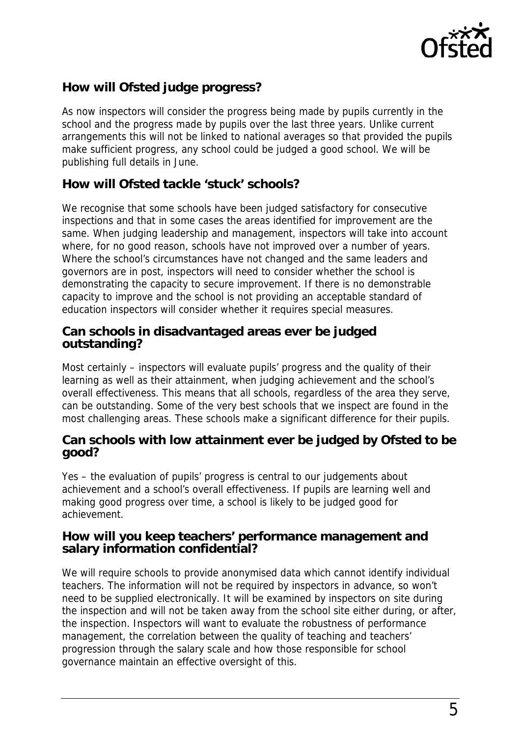## How will Ofsted judge progress?

As now inspectors will consider the progress being made by pupils currently in the school and the progress made by pupils over the last three years. Unlike current arrangements this will not be linked to national averages so that provided the pupils make sufficient progress, any school could be judged a good school. We will be publishing full details in June.

## How will Ofsted tackle 'stuck' schools?

We recognise that some schools have been judged satisfactory for consecutive inspections and that in some cases the areas identified for improvement are the same. When judging leadership and management, inspectors will take into account where, for no good reason, schools have not improved over a number of years. Where the school's circumstances have not changed and the same leaders and governors are in post, inspectors will need to consider whether the school is demonstrating the capacity to secure improvement. If there is no demonstrable capacity to improve and the school is not providing an acceptable standard of education inspectors will consider whether it requires special measures.

## Can schools in disadvantaged areas ever be judged outstanding?

Most certainly – inspectors will evaluate pupils' progress and the quality of their learning as well as their attainment, when judging achievement and the school's overall effectiveness. This means that all schools, regardless of the area they serve, can be outstanding. Some of the very best schools that we inspect are found in the most challenging areas. These schools make a significant difference for their pupils.

## Can schools with low attainment ever be judged by Ofsted to be good?

Yes – the evaluation of pupils' progress is central to our judgements about achievement and a school's overall effectiveness. If pupils are learning well and making good progress over time, a school is likely to be judged good for achievement.

## How will you keep teachers' performance management and salary information confidential?

We will require schools to provide anonymised data which cannot identify individual teachers. The information will not be required by inspectors in advance, so won't need to be supplied electronically. It will be examined by inspectors on site during the inspection and will not be taken away from the school site either during, or after, the inspection. Inspectors will want to evaluate the robustness of performance management, the correlation between the quality of teaching and teachers' progression through the salary scale and how those responsible for school governance maintain an effective oversight of this.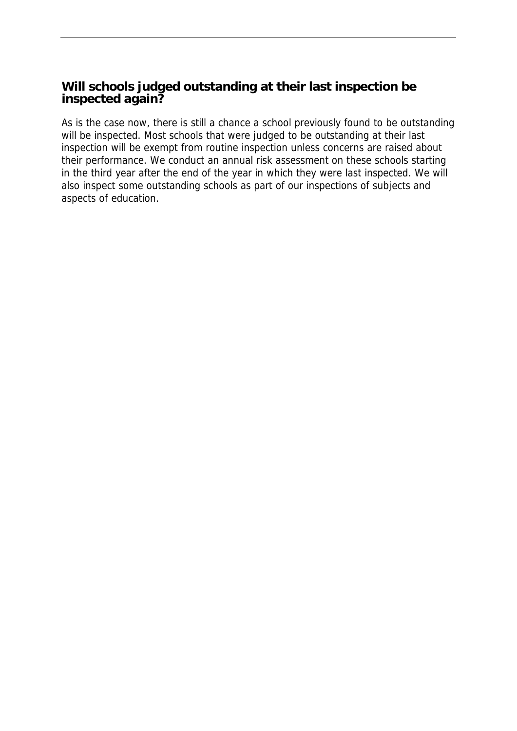### Will schools judged outstanding at their last inspection be inspected again?

As is the case now, there is still a chance a school previously found to be outstanding will be inspected. Most schools that were judged to be outstanding at their last inspection will be exempt from routine inspection unless concerns are raised about their performance. We conduct an annual risk assessment on these schools starting in the third year after the end of the year in which they were last inspected. We will also inspect some outstanding schools as part of our inspections of subjects and aspects of education.